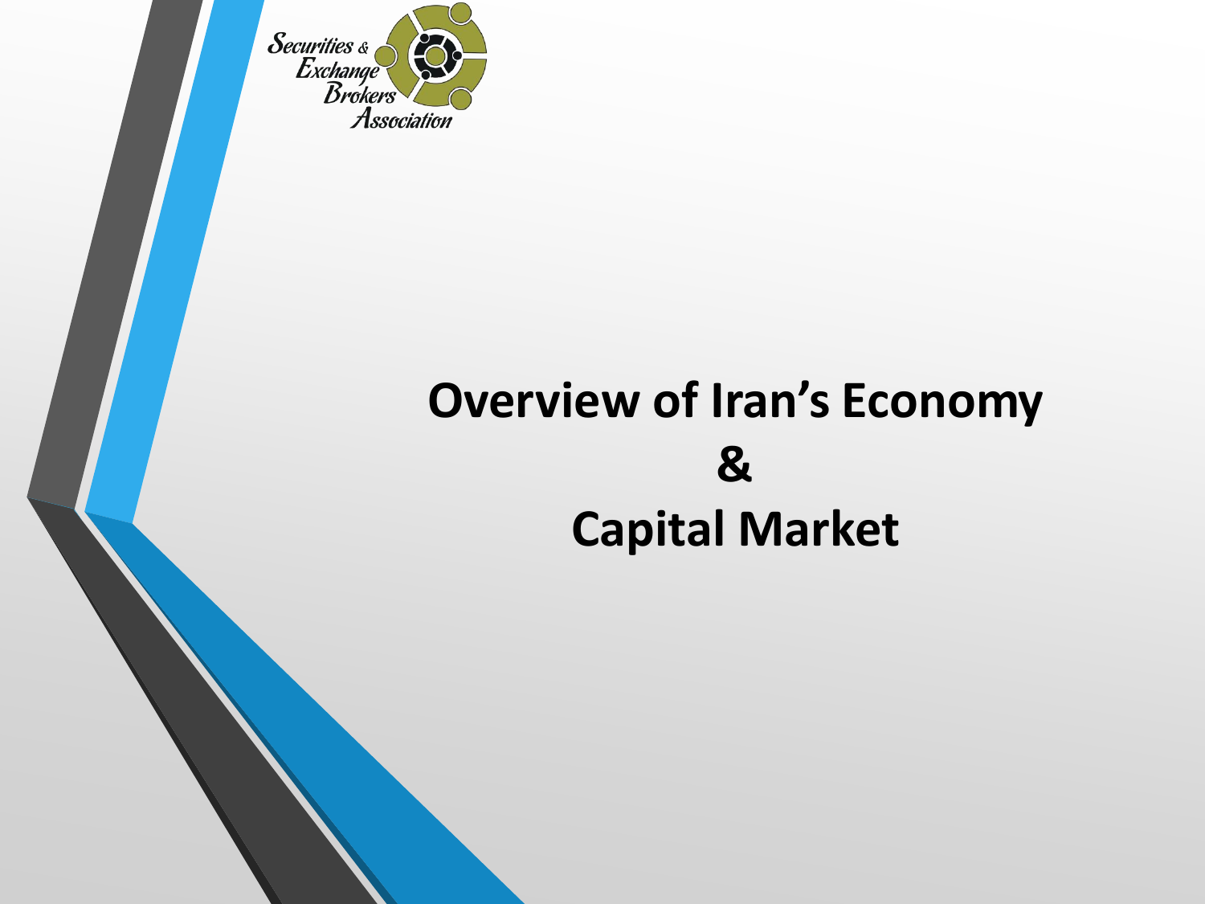Securities & Exchange Brokers Association

# Overview of Iran's Economy & Capital Market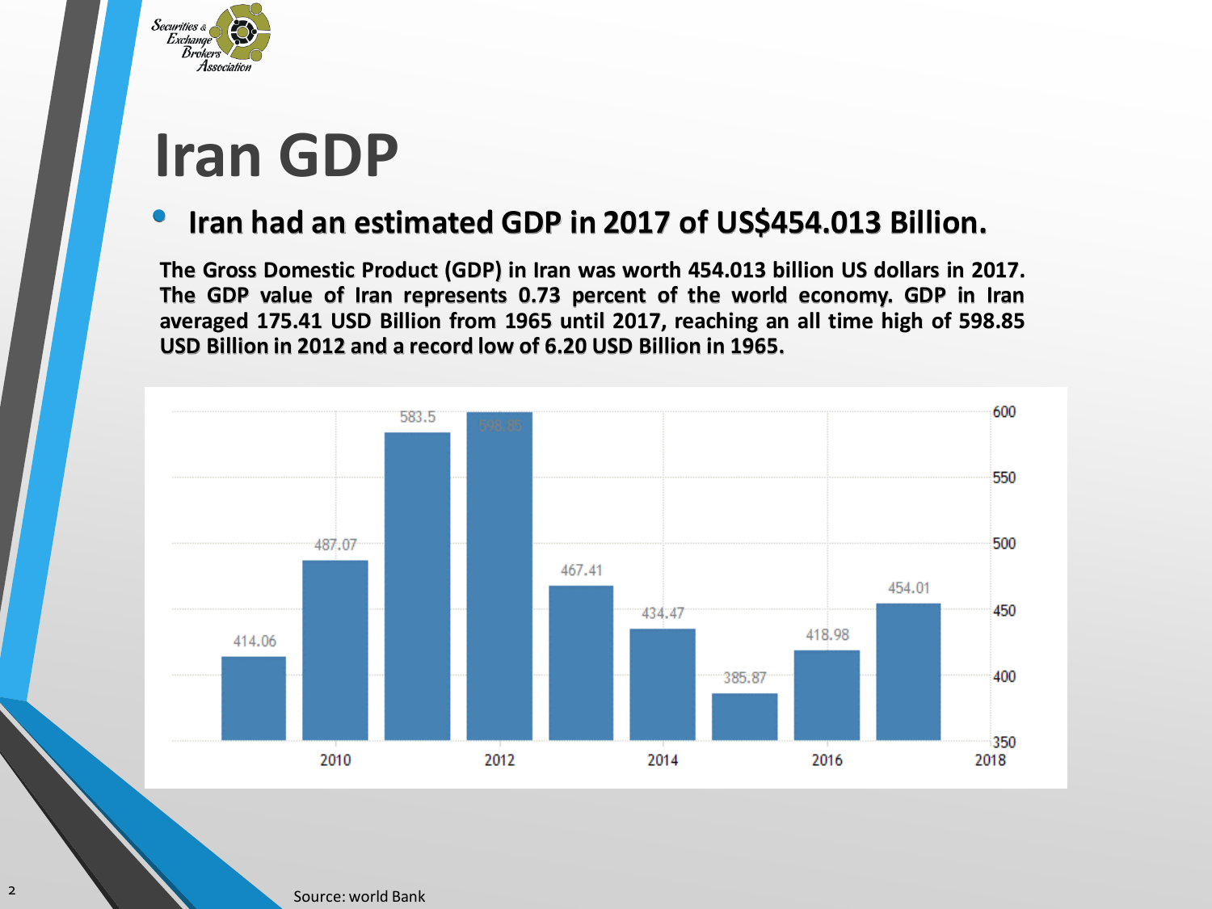# Iran GDP

- **Iran had an estimated GDP in 2017 of US$454.013 Billion.**

**The Gross Domestic Product (GDP) in Iran was worth 454.013 billion US dollars in 2017. The GDP value of Iran represents 0.73 percent of the world economy. GDP in Iran averaged 175.41 USD Billion from 1965 until 2017, reaching an all time high of 598.85 USD Billion in 2012 and a record low of 6.20 USD Billion in 1965.**

| Year | GDP (USD Billion) |
|---|---|
| 2009 | 414.06 |
| 2010 | 487.07 |
| 2011 | 583.5 |
| 2012 | 598.85 |
| 2013 | 467.41 |
| 2014 | 434.47 |
| 2015 | 385.87 |
| 2016 | 418.98 |
| 2017 | 454.01 |

Source: world Bank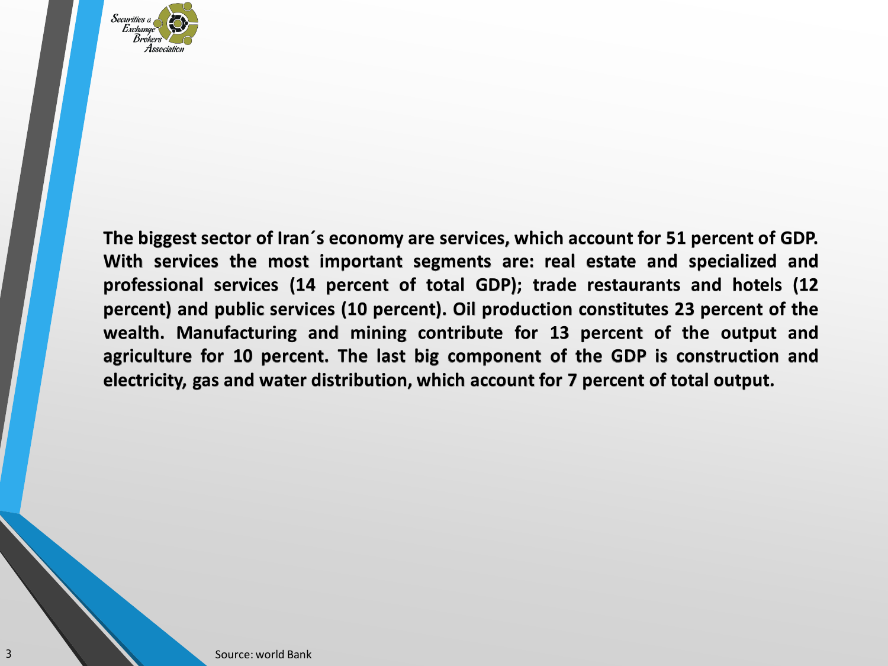**The biggest sector of Iran´s economy are services, which account for 51 percent of GDP. With services the most important segments are: real estate and specialized and professional services (14 percent of total GDP); trade restaurants and hotels (12 percent) and public services (10 percent). Oil production constitutes 23 percent of the wealth. Manufacturing and mining contribute for 13 percent of the output and agriculture for 10 percent. The last big component of the GDP is construction and electricity, gas and water distribution, which account for 7 percent of total output.**

Source: world Bank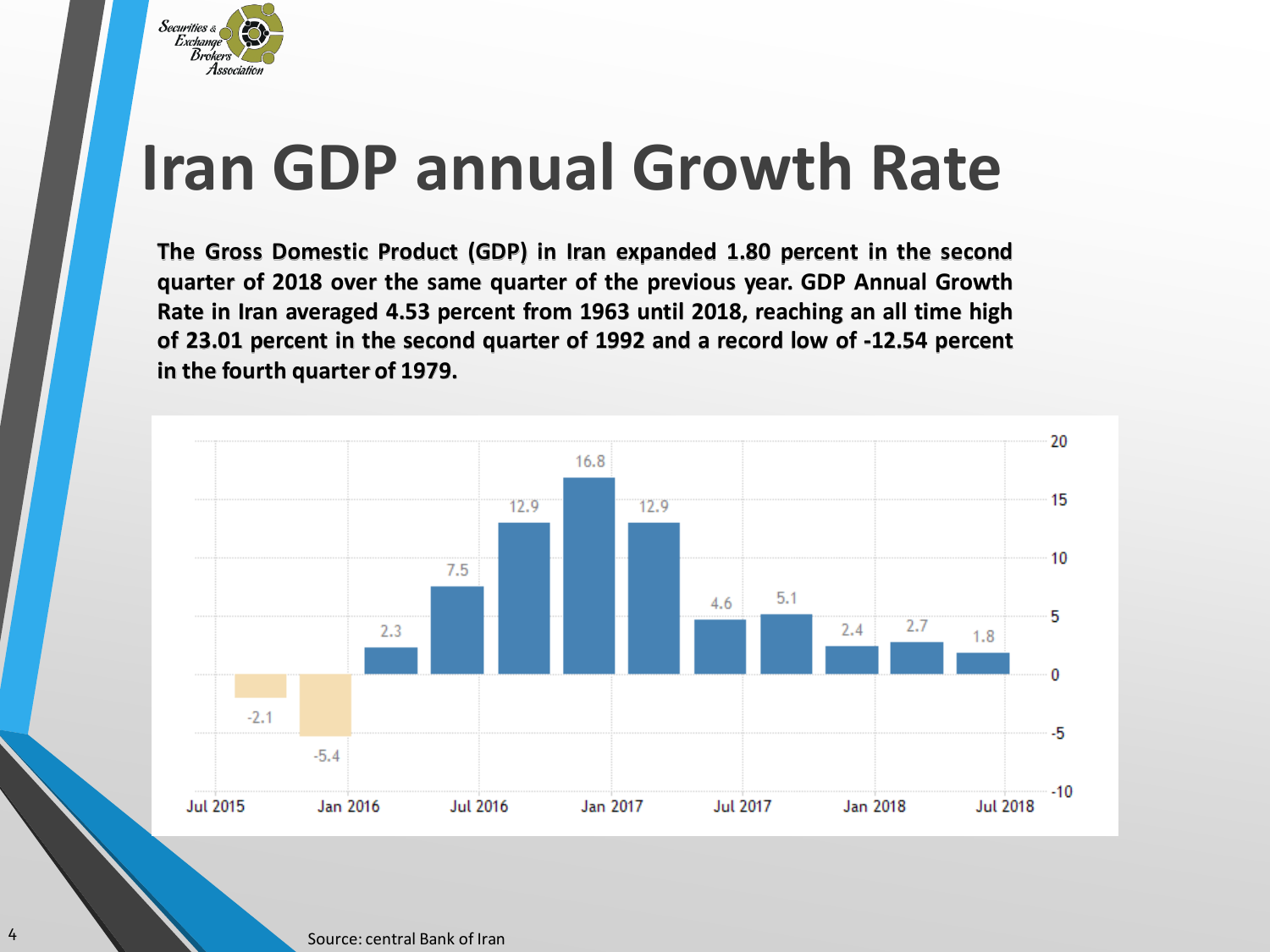# Iran GDP annual Growth Rate

**The Gross Domestic Product (GDP) in Iran expanded 1.80 percent in the second quarter of 2018 over the same quarter of the previous year. GDP Annual Growth Rate in Iran averaged 4.53 percent from 1963 until 2018, reaching an all time high of 23.01 percent in the second quarter of 1992 and a record low of -12.54 percent in the fourth quarter of 1979.**

| Period | GDP Annual Growth Rate (%) |
| --- | --- |
| Q3 2015 | -2.1 |
| Q4 2015 | -5.4 |
| Q1 2016 | 2.3 |
| Q2 2016 | 7.5 |
| Q3 2016 | 12.9 |
| Q4 2016 | 16.8 |
| Q1 2017 | 12.9 |
| Q2 2017 | 4.6 |
| Q3 2017 | 5.1 |
| Q4 2017 | 2.4 |
| Q1 2018 | 2.7 |
| Q2 2018 | 1.8 |

Source: central Bank of Iran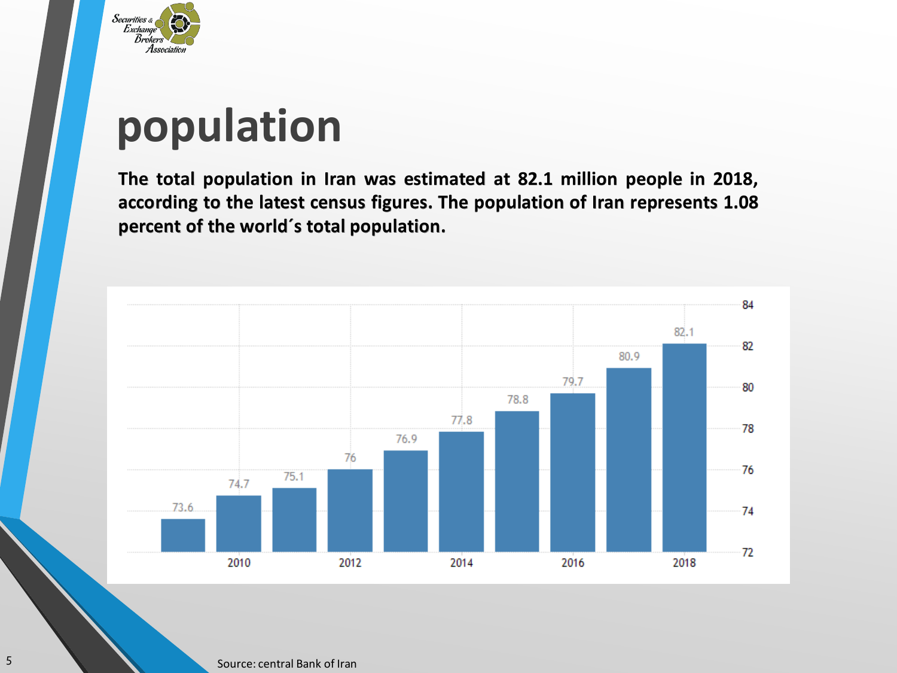# population

**The total population in Iran was estimated at 82.1 million people in 2018, according to the latest census figures. The population of Iran represents 1.08 percent of the world´s total population.**

| Year | Population (million) |
| --- | --- |
| 2009 | 73.6 |
| 2010 | 74.7 |
| 2011 | 75.1 |
| 2012 | 76 |
| 2013 | 76.9 |
| 2014 | 77.8 |
| 2015 | 78.8 |
| 2016 | 79.7 |
| 2017 | 80.9 |
| 2018 | 82.1 |

Source: central Bank of Iran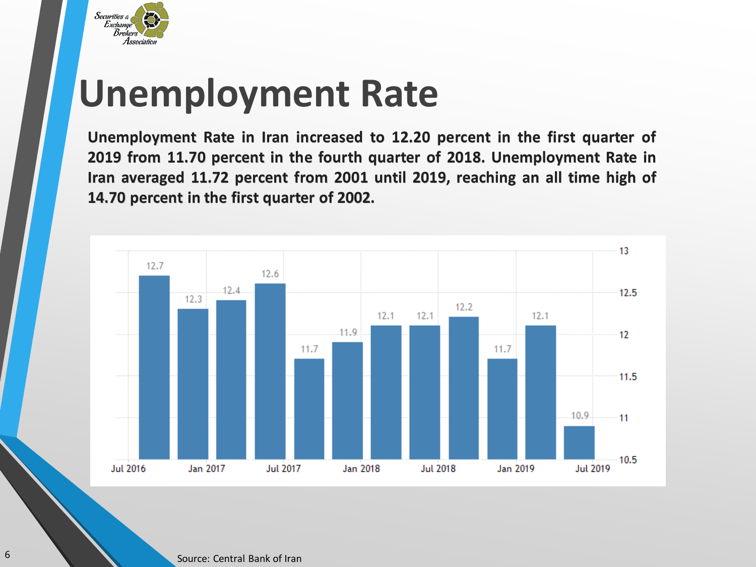# Unemployment Rate

**Unemployment Rate in Iran increased to 12.20 percent in the first quarter of 2019 from 11.70 percent in the fourth quarter of 2018. Unemployment Rate in Iran averaged 11.72 percent from 2001 until 2019, reaching an all time high of 14.70 percent in the first quarter of 2002.**

| Period | Value |
|---|---|
| Jul 2016 | 12.7 |
| | 12.3 |
| Jan 2017 | 12.4 |
| | 12.6 |
| Jul 2017 | 11.7 |
| | 11.9 |
| Jan 2018 | 12.1 |
| | 12.1 |
| Jul 2018 | 12.2 |
| | 11.7 |
| Jan 2019 | 12.1 |
| Jul 2019 | 10.9 |

Source: Central Bank of Iran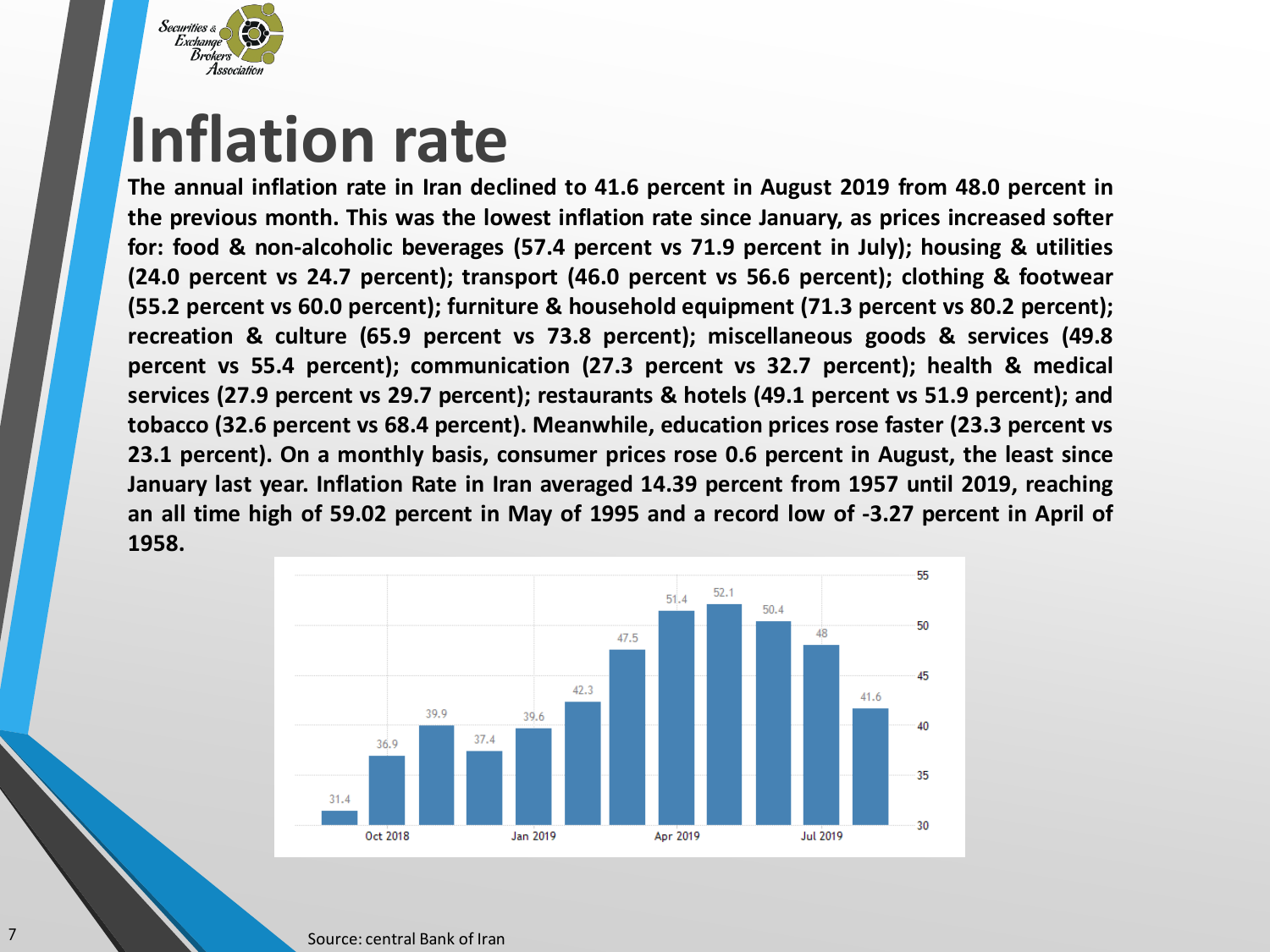# Inflation rate

**The annual inflation rate in Iran declined to 41.6 percent in August 2019 from 48.0 percent in the previous month. This was the lowest inflation rate since January, as prices increased softer for: food & non-alcoholic beverages (57.4 percent vs 71.9 percent in July); housing & utilities (24.0 percent vs 24.7 percent); transport (46.0 percent vs 56.6 percent); clothing & footwear (55.2 percent vs 60.0 percent); furniture & household equipment (71.3 percent vs 80.2 percent); recreation & culture (65.9 percent vs 73.8 percent); miscellaneous goods & services (49.8 percent vs 55.4 percent); communication (27.3 percent vs 32.7 percent); health & medical services (27.9 percent vs 29.7 percent); restaurants & hotels (49.1 percent vs 51.9 percent); and tobacco (32.6 percent vs 68.4 percent). Meanwhile, education prices rose faster (23.3 percent vs 23.1 percent). On a monthly basis, consumer prices rose 0.6 percent in August, the least since January last year. Inflation Rate in Iran averaged 14.39 percent from 1957 until 2019, reaching an all time high of 59.02 percent in May of 1995 and a record low of -3.27 percent in April of 1958.**

| Month | Inflation rate (%) |
|---|---|
| Sep 2018 | 31.4 |
| Oct 2018 | 36.9 |
| Nov 2018 | 39.9 |
| Dec 2018 | 37.4 |
| Jan 2019 | 39.6 |
| Feb 2019 | 42.3 |
| Mar 2019 | 47.5 |
| Apr 2019 | 51.4 |
| May 2019 | 52.1 |
| Jun 2019 | 50.4 |
| Jul 2019 | 48 |
| Aug 2019 | 41.6 |

Source: central Bank of Iran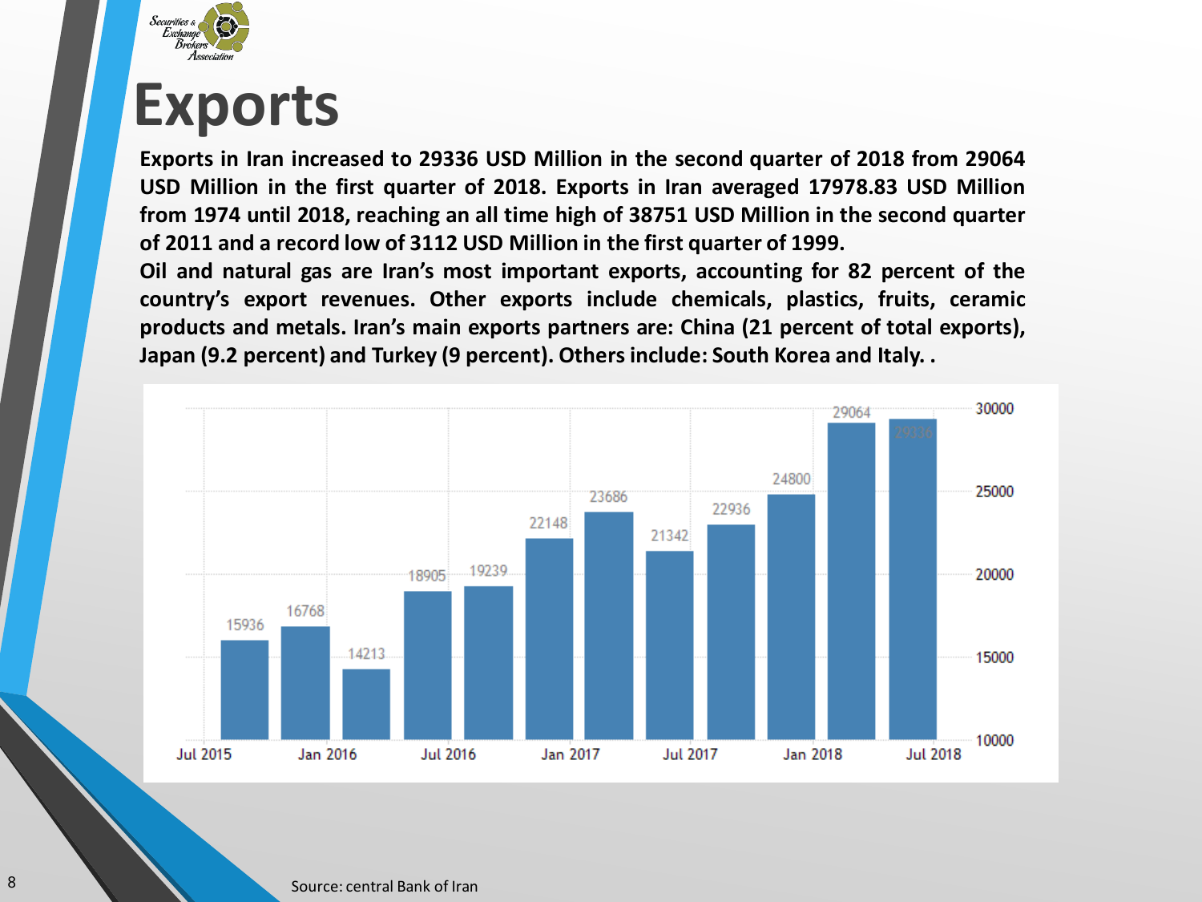# Exports

**Exports in Iran increased to 29336 USD Million in the second quarter of 2018 from 29064 USD Million in the first quarter of 2018. Exports in Iran averaged 17978.83 USD Million from 1974 until 2018, reaching an all time high of 38751 USD Million in the second quarter of 2011 and a record low of 3112 USD Million in the first quarter of 1999.**

**Oil and natural gas are Iran's most important exports, accounting for 82 percent of the country's export revenues. Other exports include chemicals, plastics, fruits, ceramic products and metals. Iran's main exports partners are: China (21 percent of total exports), Japan (9.2 percent) and Turkey (9 percent). Others include: South Korea and Italy. .**

| Period | Exports (USD Million) |
| --- | --- |
| Jul 2015 | 15936 |
| Oct 2015 | 16768 |
| Jan 2016 | 14213 |
| Apr 2016 | 18905 |
| Jul 2016 | 19239 |
| Oct 2016 | 22148 |
| Jan 2017 | 23686 |
| Apr 2017 | 21342 |
| Jul 2017 | 22936 |
| Oct 2017 | 24800 |
| Jan 2018 | 29064 |
| Apr 2018 | 29336 |

Source: central Bank of Iran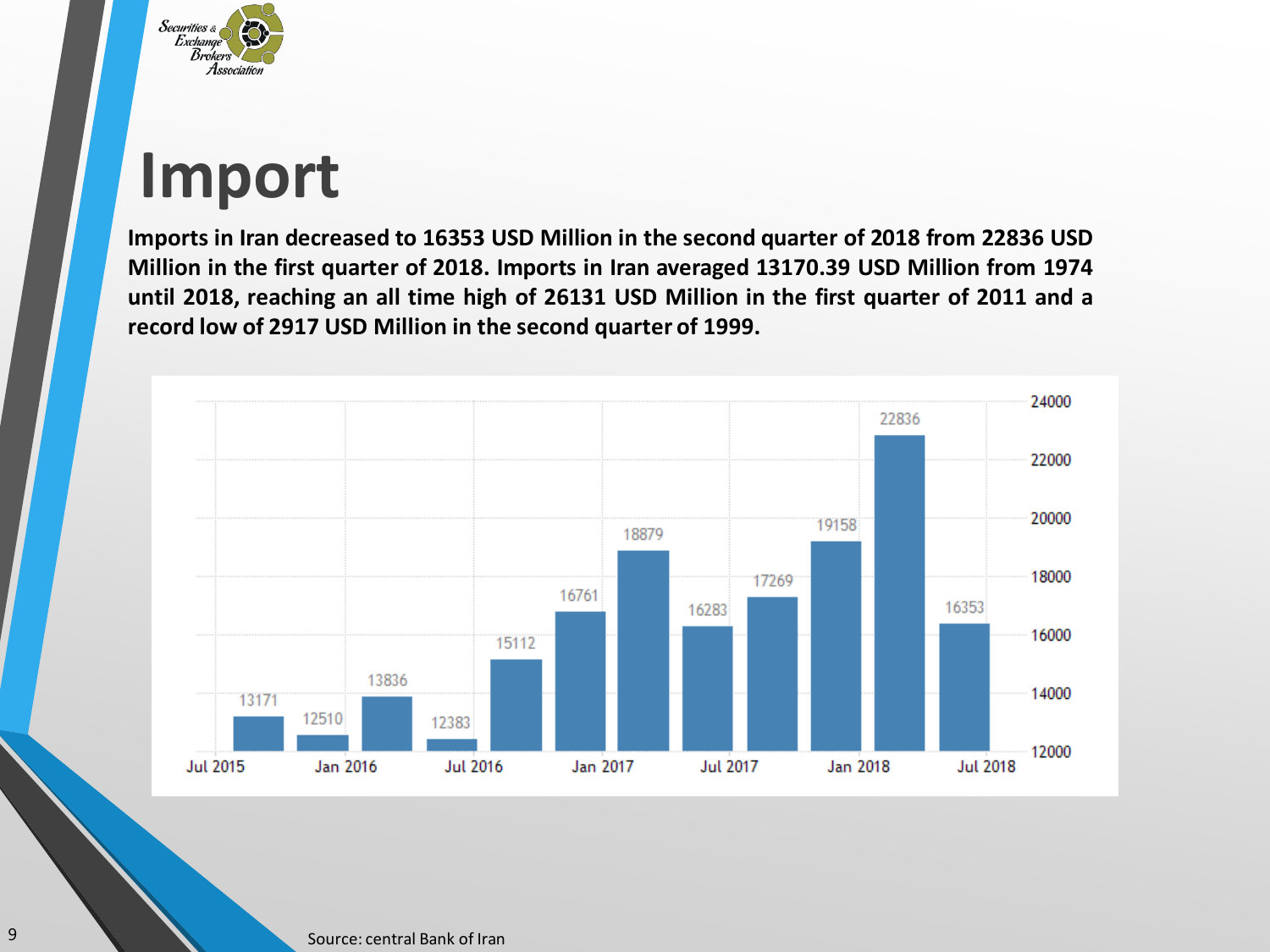# Import

**Imports in Iran decreased to 16353 USD Million in the second quarter of 2018 from 22836 USD Million in the first quarter of 2018. Imports in Iran averaged 13170.39 USD Million from 1974 until 2018, reaching an all time high of 26131 USD Million in the first quarter of 2011 and a record low of 2917 USD Million in the second quarter of 1999.**

Source: central Bank of Iran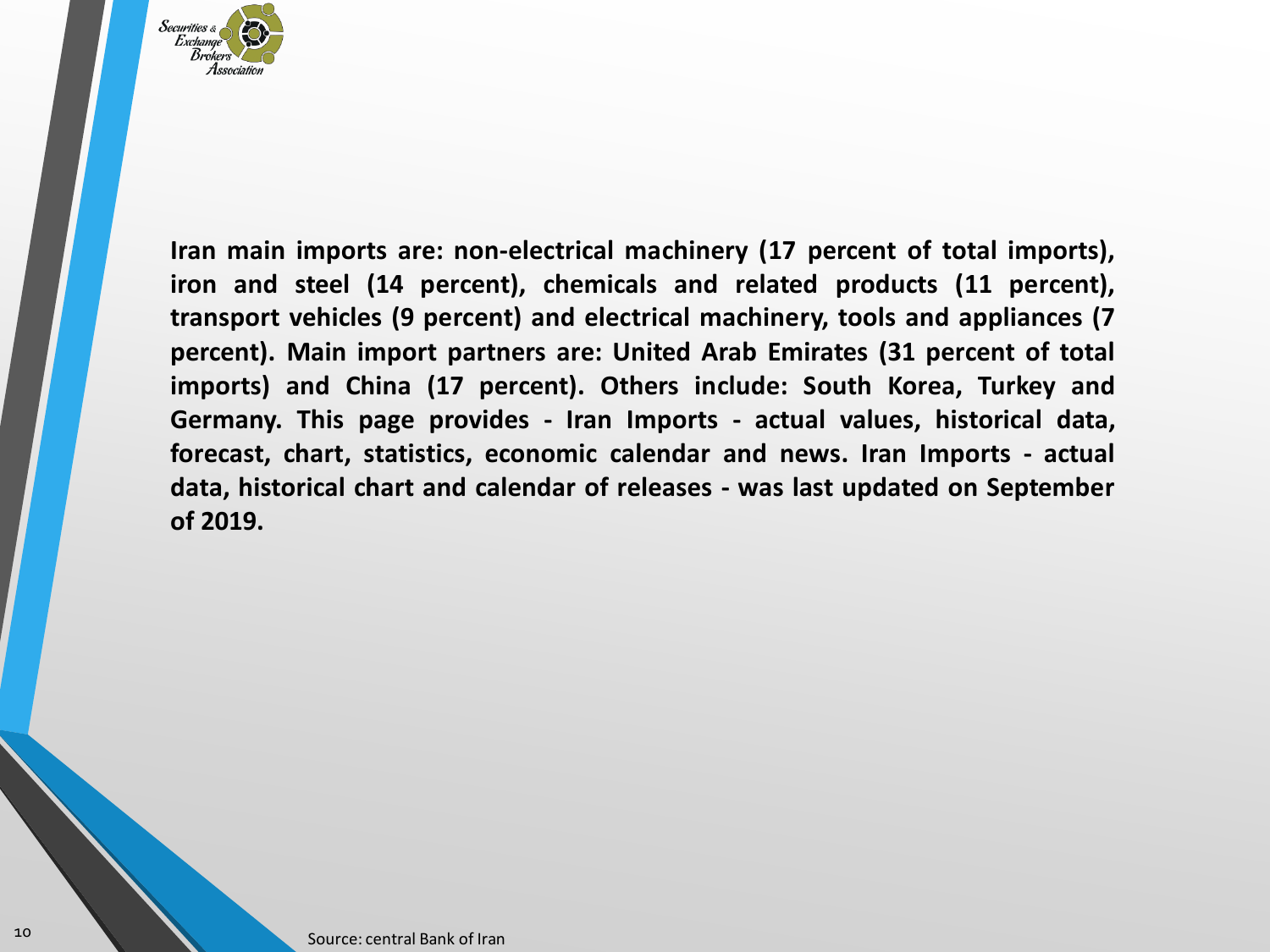**Iran main imports are: non-electrical machinery (17 percent of total imports), iron and steel (14 percent), chemicals and related products (11 percent), transport vehicles (9 percent) and electrical machinery, tools and appliances (7 percent). Main import partners are: United Arab Emirates (31 percent of total imports) and China (17 percent). Others include: South Korea, Turkey and Germany. This page provides - Iran Imports - actual values, historical data, forecast, chart, statistics, economic calendar and news. Iran Imports - actual data, historical chart and calendar of releases - was last updated on September of 2019.**

Source: central Bank of Iran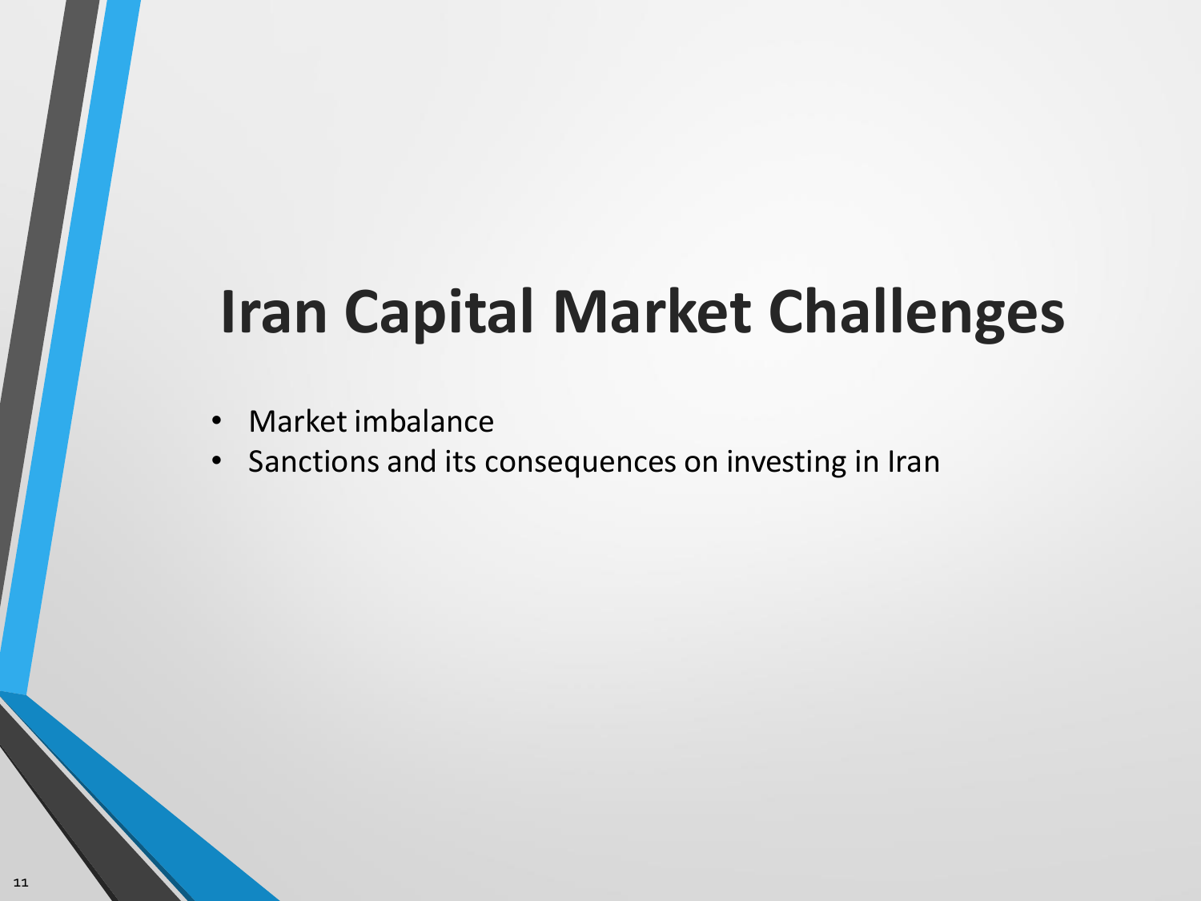# Iran Capital Market Challenges

- Market imbalance
- Sanctions and its consequences on investing in Iran